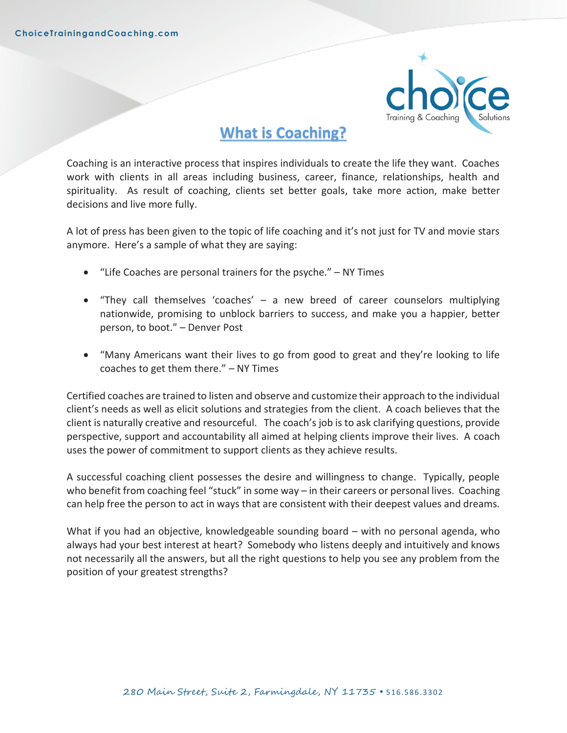ChoiceTrainingandCoaching.com

# What is Coaching?

Coaching is an interactive process that inspires individuals to create the life they want. Coaches work with clients in all areas including business, career, finance, relationships, health and spirituality. As result of coaching, clients set better goals, take more action, make better decisions and live more fully.

A lot of press has been given to the topic of life coaching and it's not just for TV and movie stars anymore. Here's a sample of what they are saying:

- "Life Coaches are personal trainers for the psyche." – NY Times
- "They call themselves 'coaches' – a new breed of career counselors multiplying nationwide, promising to unblock barriers to success, and make you a happier, better person, to boot." – Denver Post
- "Many Americans want their lives to go from good to great and they're looking to life coaches to get them there." – NY Times

Certified coaches are trained to listen and observe and customize their approach to the individual client's needs as well as elicit solutions and strategies from the client. A coach believes that the client is naturally creative and resourceful. The coach's job is to ask clarifying questions, provide perspective, support and accountability all aimed at helping clients improve their lives. A coach uses the power of commitment to support clients as they achieve results.

A successful coaching client possesses the desire and willingness to change. Typically, people who benefit from coaching feel "stuck" in some way – in their careers or personal lives. Coaching can help free the person to act in ways that are consistent with their deepest values and dreams.

What if you had an objective, knowledgeable sounding board – with no personal agenda, who always had your best interest at heart? Somebody who listens deeply and intuitively and knows not necessarily all the answers, but all the right questions to help you see any problem from the position of your greatest strengths?

280 Main Street, Suite 2, Farmingdale, NY 11735 • 516.586.3302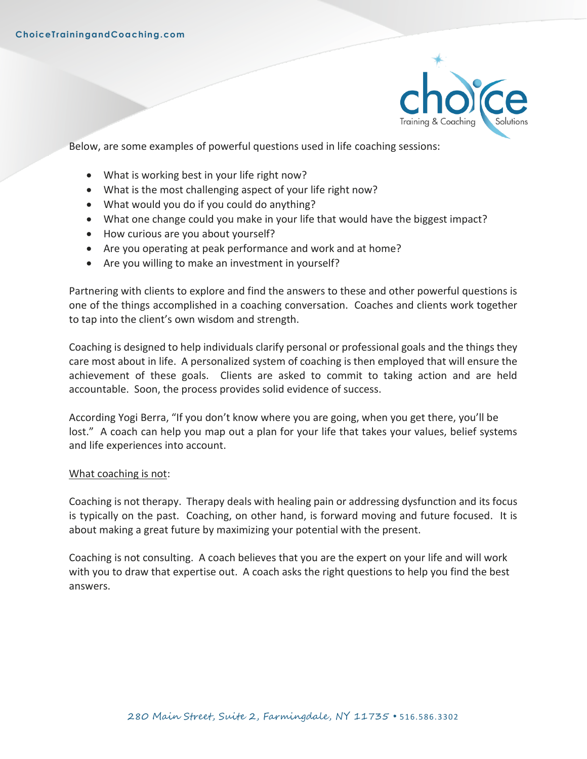Below, are some examples of powerful questions used in life coaching sessions:

- What is working best in your life right now?
- What is the most challenging aspect of your life right now?
- What would you do if you could do anything?
- What one change could you make in your life that would have the biggest impact?
- How curious are you about yourself?
- Are you operating at peak performance and work and at home?
- Are you willing to make an investment in yourself?

Partnering with clients to explore and find the answers to these and other powerful questions is one of the things accomplished in a coaching conversation. Coaches and clients work together to tap into the client's own wisdom and strength.

Coaching is designed to help individuals clarify personal or professional goals and the things they care most about in life. A personalized system of coaching is then employed that will ensure the achievement of these goals. Clients are asked to commit to taking action and are held accountable. Soon, the process provides solid evidence of success.

According Yogi Berra, "If you don't know where you are going, when you get there, you'll be lost." A coach can help you map out a plan for your life that takes your values, belief systems and life experiences into account.

What coaching is not:

Coaching is not therapy. Therapy deals with healing pain or addressing dysfunction and its focus is typically on the past. Coaching, on other hand, is forward moving and future focused. It is about making a great future by maximizing your potential with the present.

Coaching is not consulting. A coach believes that you are the expert on your life and will work with you to draw that expertise out. A coach asks the right questions to help you find the best answers.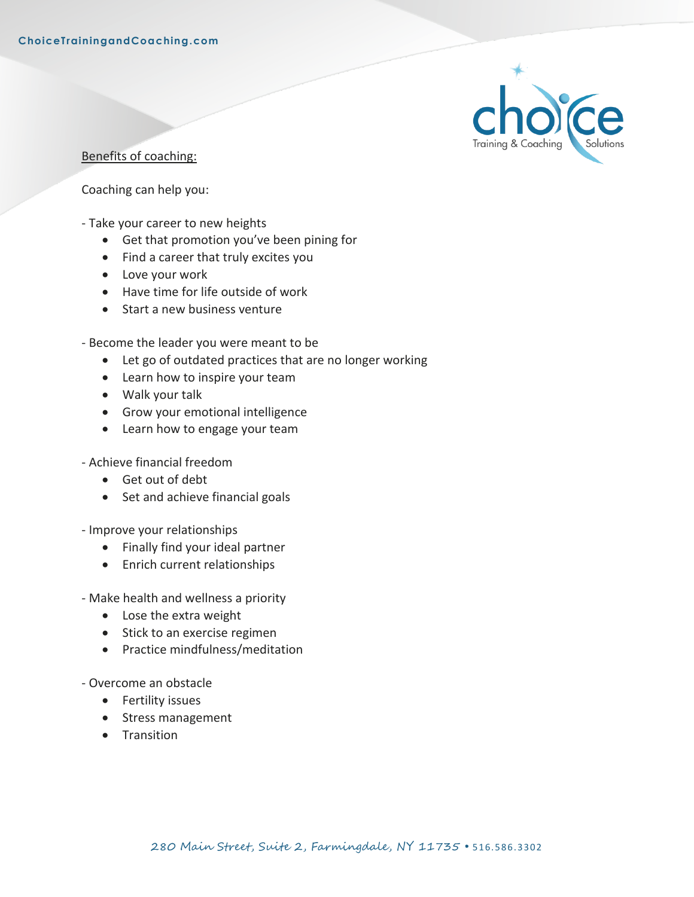Benefits of coaching:

Coaching can help you:

- Take your career to new heights
    - Get that promotion you've been pining for
    - Find a career that truly excites you
    - Love your work
    - Have time for life outside of work
    - Start a new business venture

- Become the leader you were meant to be
    - Let go of outdated practices that are no longer working
    - Learn how to inspire your team
    - Walk your talk
    - Grow your emotional intelligence
    - Learn how to engage your team

- Achieve financial freedom
    - Get out of debt
    - Set and achieve financial goals

- Improve your relationships
    - Finally find your ideal partner
    - Enrich current relationships

- Make health and wellness a priority
    - Lose the extra weight
    - Stick to an exercise regimen
    - Practice mindfulness/meditation

- Overcome an obstacle
    - Fertility issues
    - Stress management
    - Transition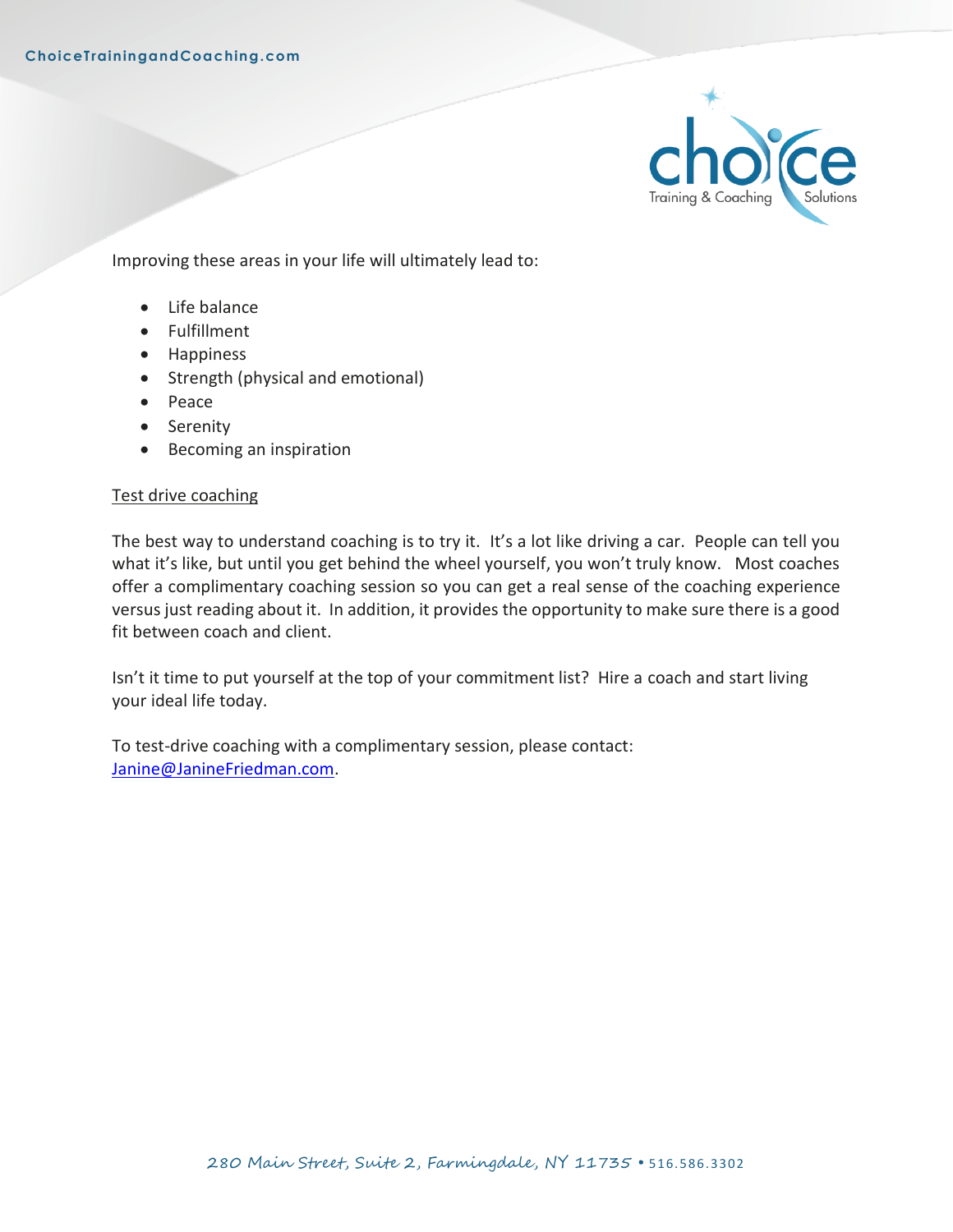Improving these areas in your life will ultimately lead to:

- Life balance
- Fulfillment
- Happiness
- Strength (physical and emotional)
- Peace
- Serenity
- Becoming an inspiration

<u>Test drive coaching</u>

The best way to understand coaching is to try it. It's a lot like driving a car. People can tell you what it's like, but until you get behind the wheel yourself, you won't truly know. Most coaches offer a complimentary coaching session so you can get a real sense of the coaching experience versus just reading about it. In addition, it provides the opportunity to make sure there is a good fit between coach and client.

Isn't it time to put yourself at the top of your commitment list? Hire a coach and start living your ideal life today.

To test-drive coaching with a complimentary session, please contact: Janine@JanineFriedman.com.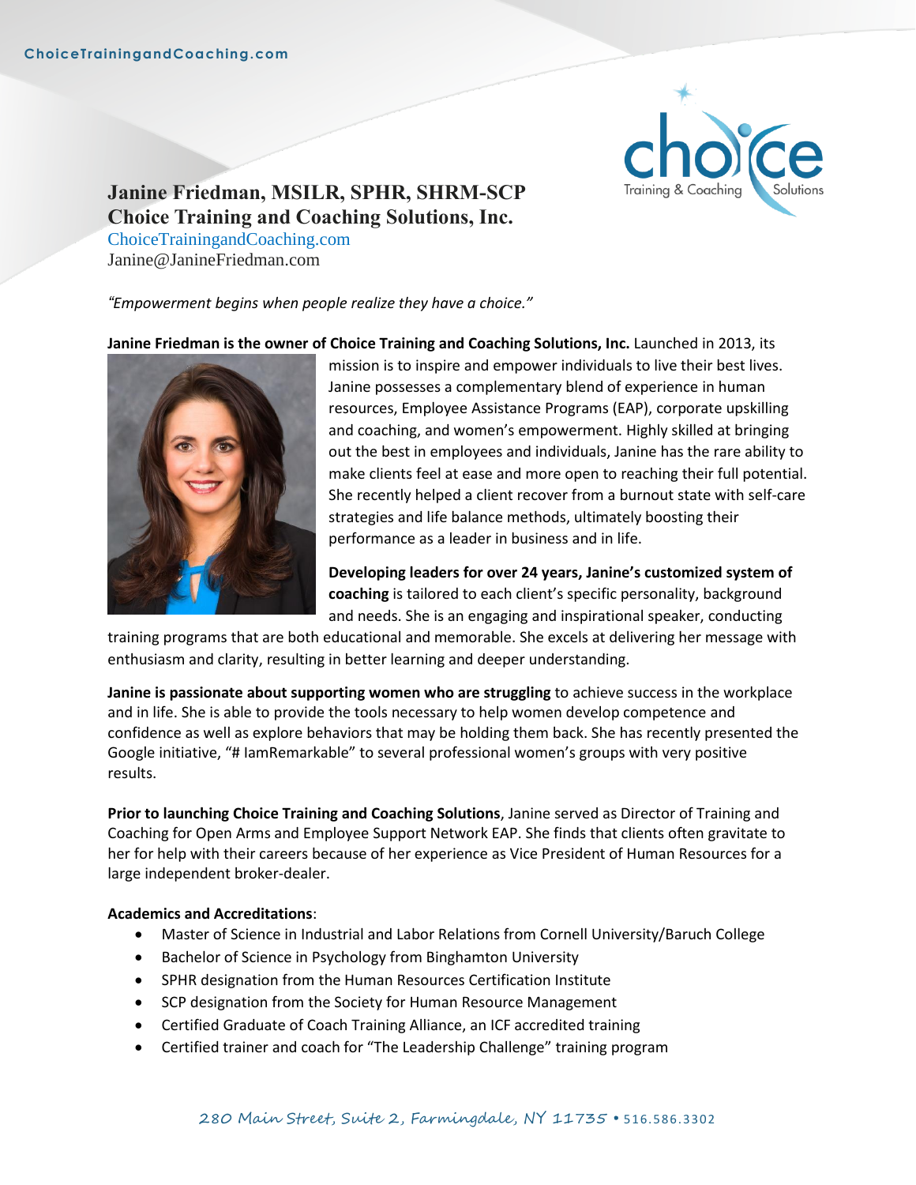ChoiceTrainingandCoaching.com

**Janine Friedman, MSILR, SPHR, SHRM-SCP**
**Choice Training and Coaching Solutions, Inc.**
ChoiceTrainingandCoaching.com
Janine@JanineFriedman.com

*"Empowerment begins when people realize they have a choice."*

**Janine Friedman is the owner of Choice Training and Coaching Solutions, Inc.** Launched in 2013, its mission is to inspire and empower individuals to live their best lives. Janine possesses a complementary blend of experience in human resources, Employee Assistance Programs (EAP), corporate upskilling and coaching, and women's empowerment. Highly skilled at bringing out the best in employees and individuals, Janine has the rare ability to make clients feel at ease and more open to reaching their full potential. She recently helped a client recover from a burnout state with self-care strategies and life balance methods, ultimately boosting their performance as a leader in business and in life.

**Developing leaders for over 24 years, Janine's customized system of coaching** is tailored to each client's specific personality, background and needs. She is an engaging and inspirational speaker, conducting training programs that are both educational and memorable. She excels at delivering her message with enthusiasm and clarity, resulting in better learning and deeper understanding.

**Janine is passionate about supporting women who are struggling** to achieve success in the workplace and in life. She is able to provide the tools necessary to help women develop competence and confidence as well as explore behaviors that may be holding them back. She has recently presented the Google initiative, "# IamRemarkable" to several professional women's groups with very positive results.

**Prior to launching Choice Training and Coaching Solutions**, Janine served as Director of Training and Coaching for Open Arms and Employee Support Network EAP. She finds that clients often gravitate to her for help with their careers because of her experience as Vice President of Human Resources for a large independent broker-dealer.

**Academics and Accreditations**:

- Master of Science in Industrial and Labor Relations from Cornell University/Baruch College
- Bachelor of Science in Psychology from Binghamton University
- SPHR designation from the Human Resources Certification Institute
- SCP designation from the Society for Human Resource Management
- Certified Graduate of Coach Training Alliance, an ICF accredited training
- Certified trainer and coach for "The Leadership Challenge" training program

280 Main Street, Suite 2, Farmingdale, NY 11735 • 516.586.3302